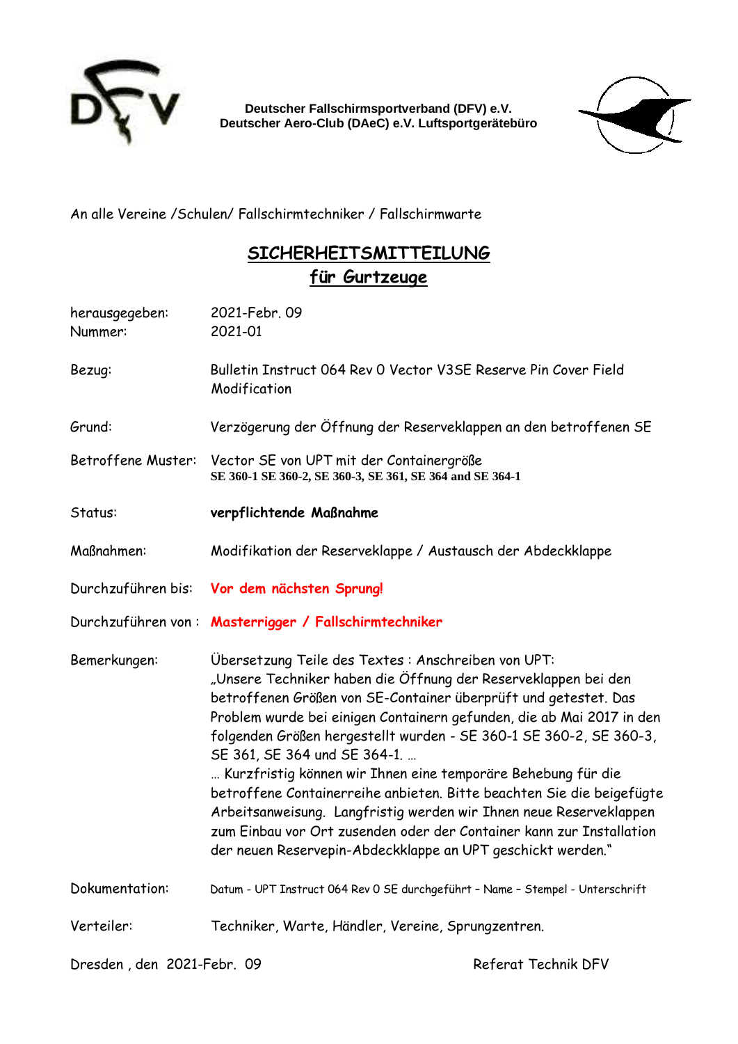Deutscher Fallschirmsportverband (DFV) e.V.
Deutscher Aero-Club (DAeC) e.V. Luftsportgerätebüro

An alle Vereine /Schulen/ Fallschirmtechniker / Fallschirmwarte

# SICHERHEITSMITTEILUNG
## für Gurtzeuge

| | |
|---|---|
| herausgegeben: | 2021-Febr. 09 |
| Nummer: | 2021-01 |
| Bezug: | Bulletin Instruct 064 Rev 0 Vector V3SE Reserve Pin Cover Field Modification |
| Grund: | Verzögerung der Öffnung der Reserveklappen an den betroffenen SE |
| Betroffene Muster: | Vector SE von UPT mit der Containergröße<br>**SE 360-1 SE 360-2, SE 360-3, SE 361, SE 364 and SE 364-1** |
| Status: | **verpflichtende Maßnahme** |
| Maßnahmen: | Modifikation der Reserveklappe / Austausch der Abdeckklappe |
| Durchzuführen bis: | **Vor dem nächsten Sprung!** |
| Durchzuführen von : | **Masterrigger / Fallschirmtechniker** |
| Bemerkungen: | Übersetzung Teile des Textes : Anschreiben von UPT:<br>„Unsere Techniker haben die Öffnung der Reserveklappen bei den betroffenen Größen von SE-Container überprüft und getestet. Das Problem wurde bei einigen Containern gefunden, die ab Mai 2017 in den folgenden Größen hergestellt wurden - SE 360-1 SE 360-2, SE 360-3, SE 361, SE 364 und SE 364-1. …<br>… Kurzfristig können wir Ihnen eine temporäre Behebung für die betroffene Containerreihe anbieten. Bitte beachten Sie die beigefügte Arbeitsanweisung. Langfristig werden wir Ihnen neue Reserveklappen zum Einbau vor Ort zusenden oder der Container kann zur Installation der neuen Reservepin-Abdeckklappe an UPT geschickt werden." |
| Dokumentation: | Datum - UPT Instruct 064 Rev 0 SE durchgeführt – Name – Stempel - Unterschrift |
| Verteiler: | Techniker, Warte, Händler, Vereine, Sprungzentren. |

Dresden , den 2021-Febr. 09

Referat Technik DFV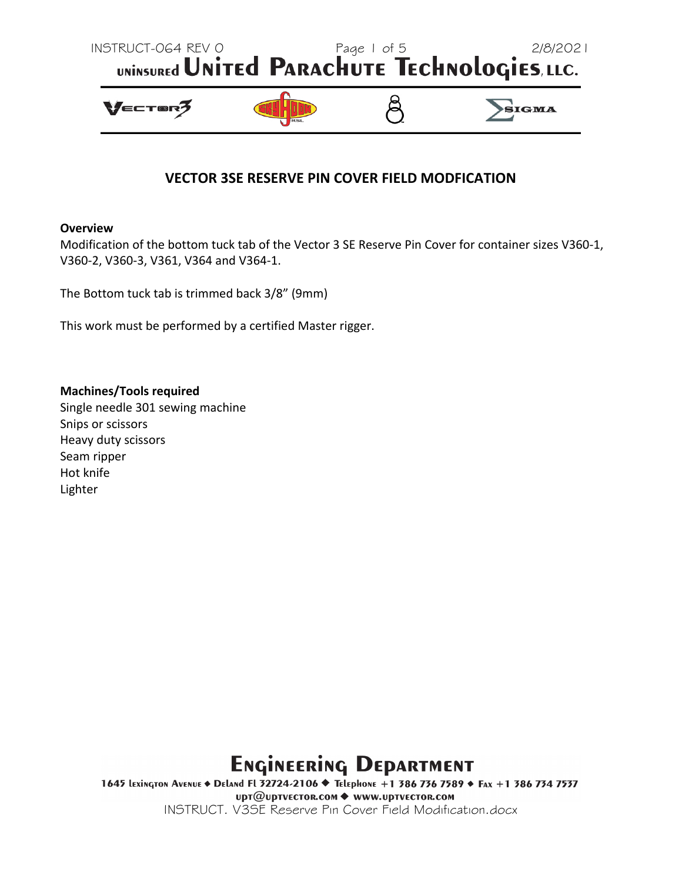# VECTOR 3SE RESERVE PIN COVER FIELD MODFICATION

**Overview**

Modification of the bottom tuck tab of the Vector 3 SE Reserve Pin Cover for container sizes V360-1, V360-2, V360-3, V361, V364 and V364-1.

The Bottom tuck tab is trimmed back 3/8" (9mm)

This work must be performed by a certified Master rigger.

**Machines/Tools required**

Single needle 301 sewing machine
Snips or scissors
Heavy duty scissors
Seam ripper
Hot knife
Lighter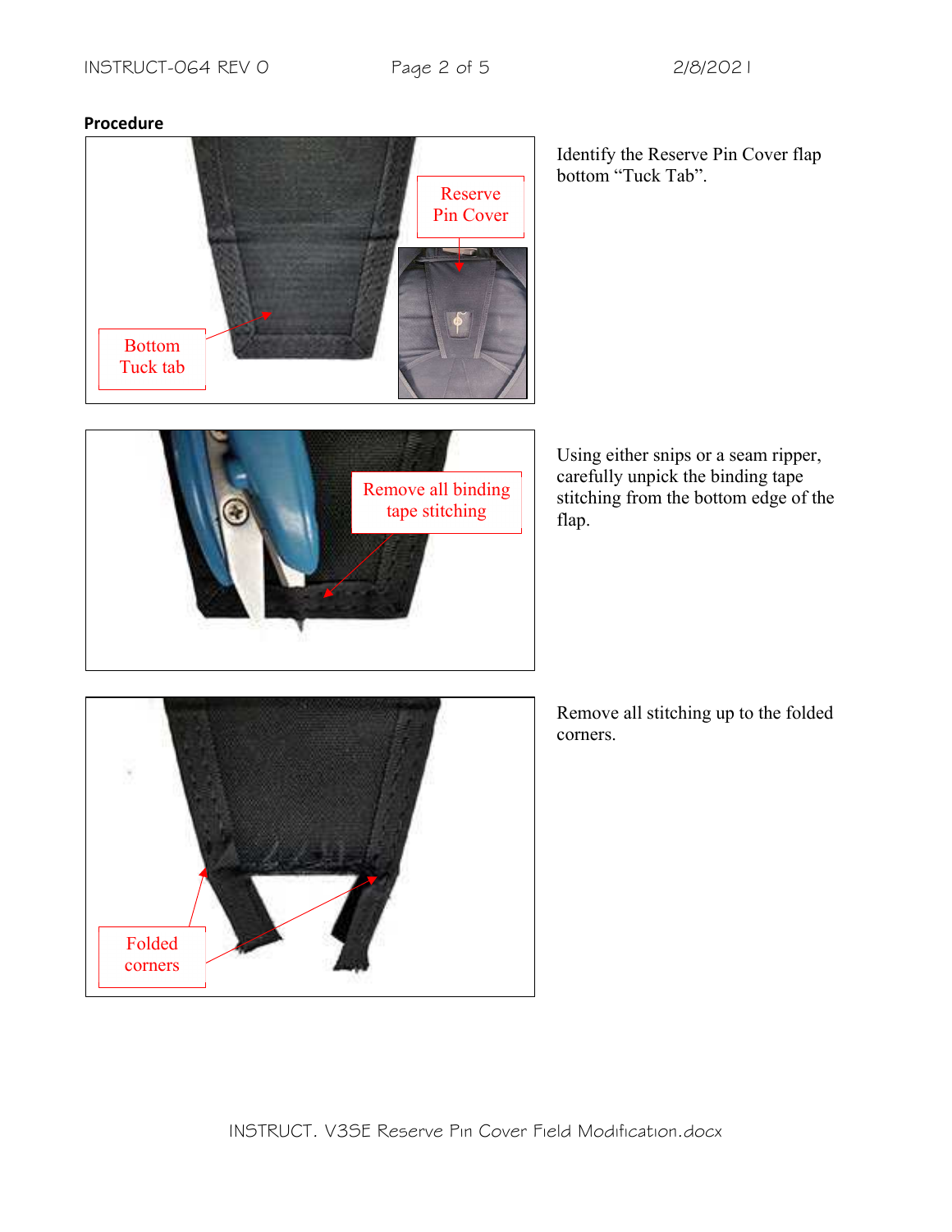**Procedure**

Reserve Pin Cover

Bottom Tuck tab

Identify the Reserve Pin Cover flap bottom "Tuck Tab".

Remove all binding tape stitching

Using either snips or a seam ripper, carefully unpick the binding tape stitching from the bottom edge of the flap.

Folded corners

Remove all stitching up to the folded corners.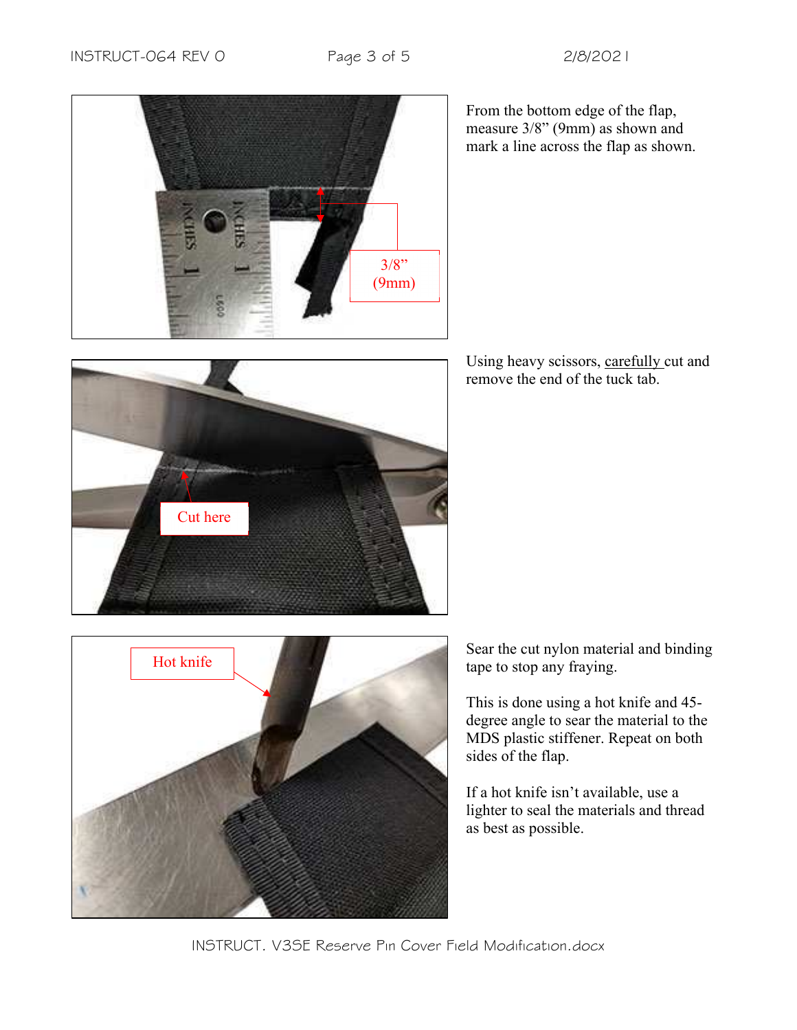From the bottom edge of the flap, measure 3/8” (9mm) as shown and mark a line across the flap as shown.

Using heavy scissors, carefully cut and remove the end of the tuck tab.

Sear the cut nylon material and binding tape to stop any fraying.

This is done using a hot knife and 45-degree angle to sear the material to the MDS plastic stiffener. Repeat on both sides of the flap.

If a hot knife isn’t available, use a lighter to seal the materials and thread as best as possible.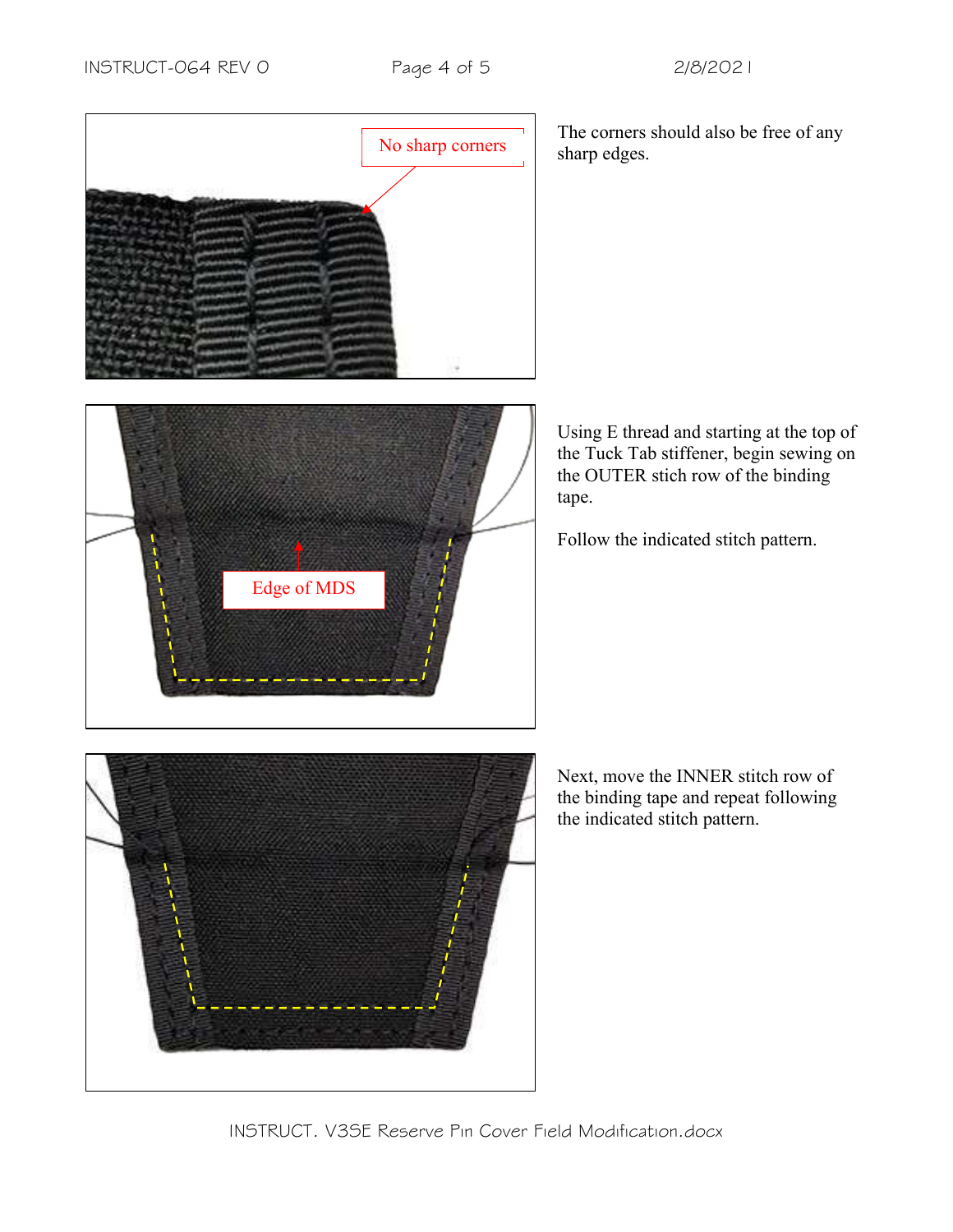No sharp corners

The corners should also be free of any sharp edges.

Edge of MDS

Using E thread and starting at the top of the Tuck Tab stiffener, begin sewing on the OUTER stich row of the binding tape.

Follow the indicated stitch pattern.

Next, move the INNER stitch row of the binding tape and repeat following the indicated stitch pattern.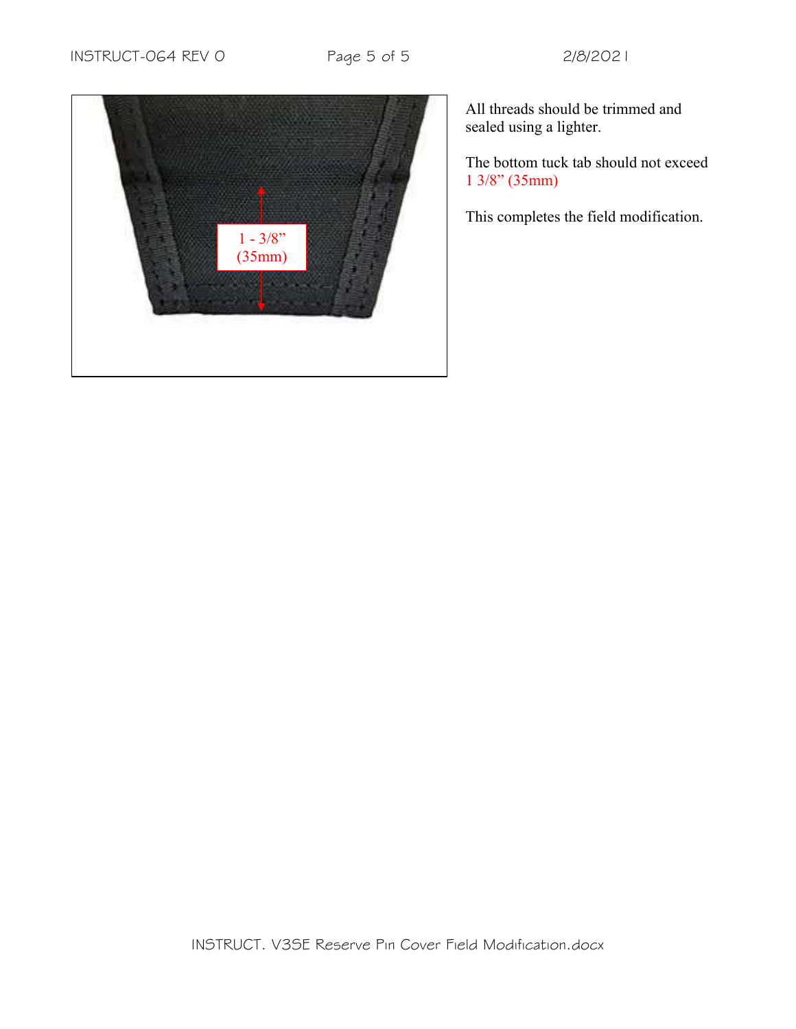1 - 3/8”
(35mm)

All threads should be trimmed and sealed using a lighter.

The bottom tuck tab should not exceed 1 3/8” (35mm)

This completes the field modification.